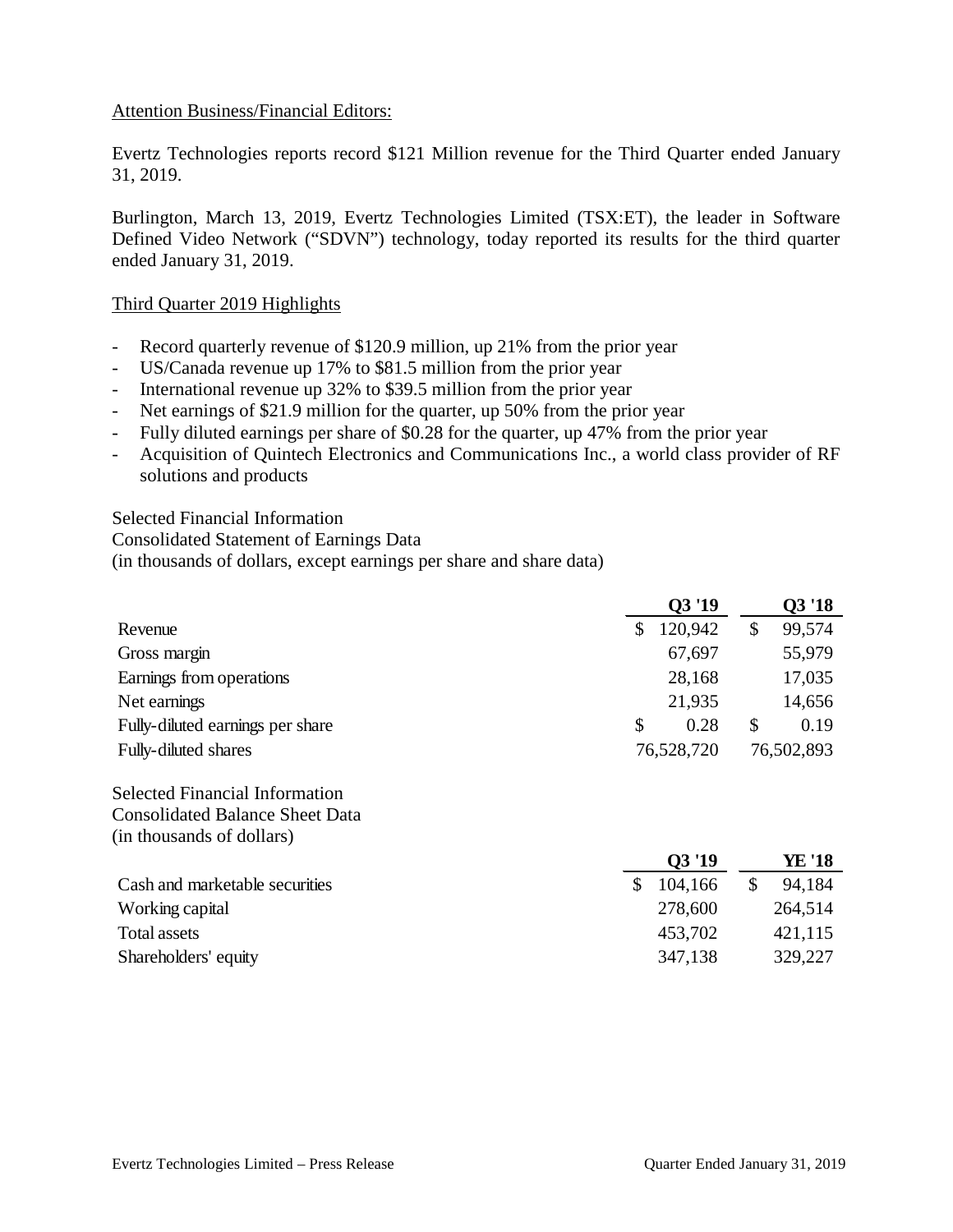Attention Business/Financial Editors:

Evertz Technologies reports record $121 Million revenue for the Third Quarter ended January 31, 2019.

Burlington, March 13, 2019, Evertz Technologies Limited (TSX:ET), the leader in Software Defined Video Network ("SDVN") technology, today reported its results for the third quarter ended January 31, 2019.

Third Quarter 2019 Highlights

- Record quarterly revenue of $120.9 million, up 21% from the prior year
- US/Canada revenue up 17% to $81.5 million from the prior year
- International revenue up 32% to $39.5 million from the prior year
- Net earnings of $21.9 million for the quarter, up 50% from the prior year
- Fully diluted earnings per share of $0.28 for the quarter, up 47% from the prior year
- Acquisition of Quintech Electronics and Communications Inc., a world class provider of RF solutions and products

Selected Financial Information
Consolidated Statement of Earnings Data
(in thousands of dollars, except earnings per share and share data)

| | Q3 '19 | Q3 '18 |
|---|---|---|
| Revenue | $ 120,942 | $ 99,574 |
| Gross margin | 67,697 | 55,979 |
| Earnings from operations | 28,168 | 17,035 |
| Net earnings | 21,935 | 14,656 |
| Fully-diluted earnings per share | $ 0.28 | $ 0.19 |
| Fully-diluted shares | 76,528,720 | 76,502,893 |

Selected Financial Information
Consolidated Balance Sheet Data
(in thousands of dollars)

| | Q3 '19 | YE '18 |
|---|---|---|
| Cash and marketable securities | $ 104,166 | $ 94,184 |
| Working capital | 278,600 | 264,514 |
| Total assets | 453,702 | 421,115 |
| Shareholders' equity | 347,138 | 329,227 |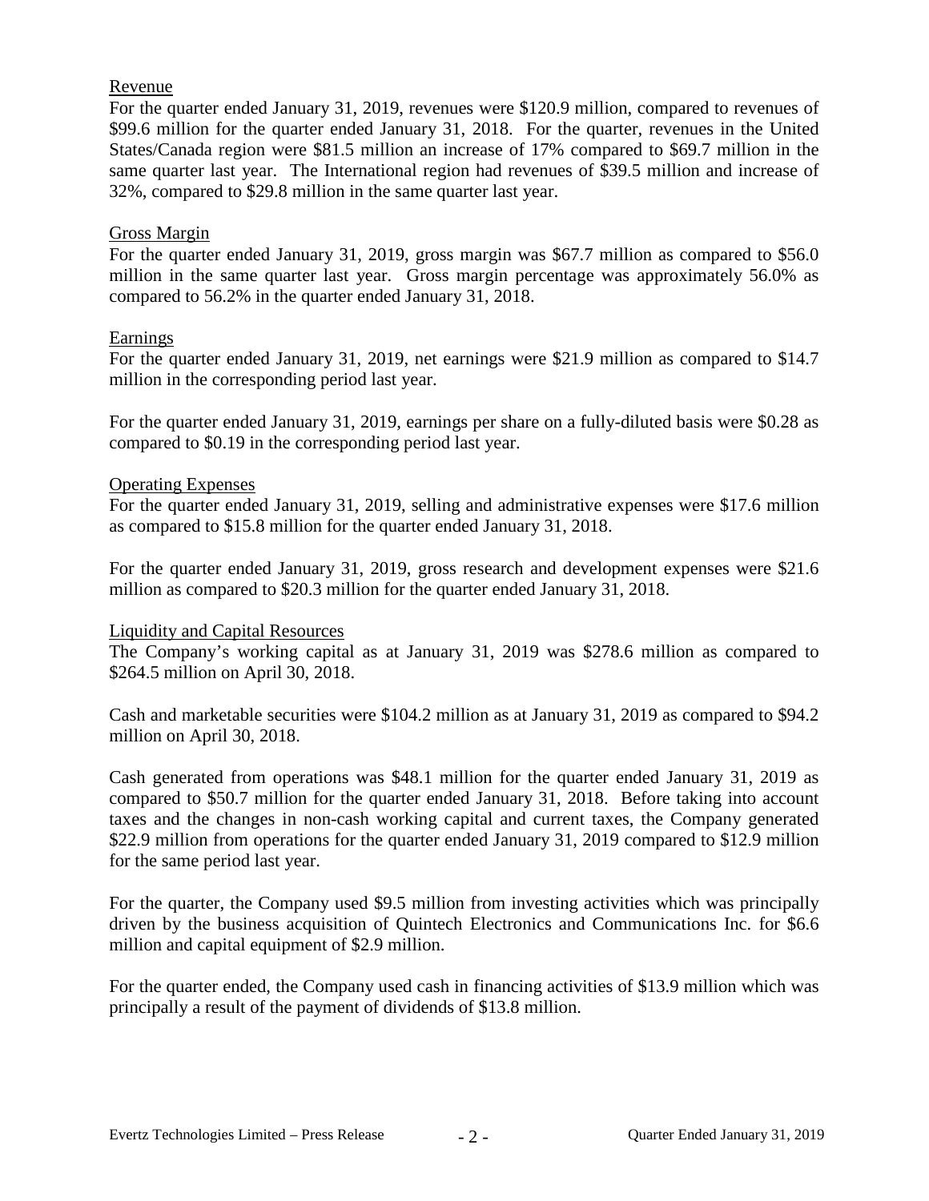## Revenue

For the quarter ended January 31, 2019, revenues were $120.9 million, compared to revenues of $99.6 million for the quarter ended January 31, 2018. For the quarter, revenues in the United States/Canada region were $81.5 million an increase of 17% compared to $69.7 million in the same quarter last year. The International region had revenues of $39.5 million and increase of 32%, compared to $29.8 million in the same quarter last year.

## Gross Margin

For the quarter ended January 31, 2019, gross margin was $67.7 million as compared to $56.0 million in the same quarter last year. Gross margin percentage was approximately 56.0% as compared to 56.2% in the quarter ended January 31, 2018.

## Earnings

For the quarter ended January 31, 2019, net earnings were $21.9 million as compared to $14.7 million in the corresponding period last year.

For the quarter ended January 31, 2019, earnings per share on a fully-diluted basis were $0.28 as compared to $0.19 in the corresponding period last year.

## Operating Expenses

For the quarter ended January 31, 2019, selling and administrative expenses were $17.6 million as compared to $15.8 million for the quarter ended January 31, 2018.

For the quarter ended January 31, 2019, gross research and development expenses were $21.6 million as compared to $20.3 million for the quarter ended January 31, 2018.

## Liquidity and Capital Resources

The Company's working capital as at January 31, 2019 was $278.6 million as compared to $264.5 million on April 30, 2018.

Cash and marketable securities were $104.2 million as at January 31, 2019 as compared to $94.2 million on April 30, 2018.

Cash generated from operations was $48.1 million for the quarter ended January 31, 2019 as compared to $50.7 million for the quarter ended January 31, 2018. Before taking into account taxes and the changes in non-cash working capital and current taxes, the Company generated $22.9 million from operations for the quarter ended January 31, 2019 compared to $12.9 million for the same period last year.

For the quarter, the Company used $9.5 million from investing activities which was principally driven by the business acquisition of Quintech Electronics and Communications Inc. for $6.6 million and capital equipment of $2.9 million.

For the quarter ended, the Company used cash in financing activities of $13.9 million which was principally a result of the payment of dividends of $13.8 million.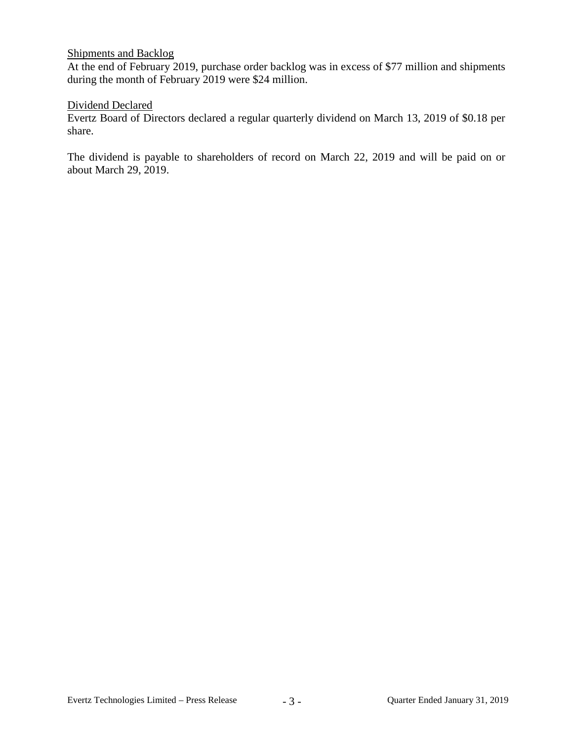<u>Shipments and Backlog</u>

At the end of February 2019, purchase order backlog was in excess of $77 million and shipments during the month of February 2019 were $24 million.

<u>Dividend Declared</u>

Evertz Board of Directors declared a regular quarterly dividend on March 13, 2019 of $0.18 per share.

The dividend is payable to shareholders of record on March 22, 2019 and will be paid on or about March 29, 2019.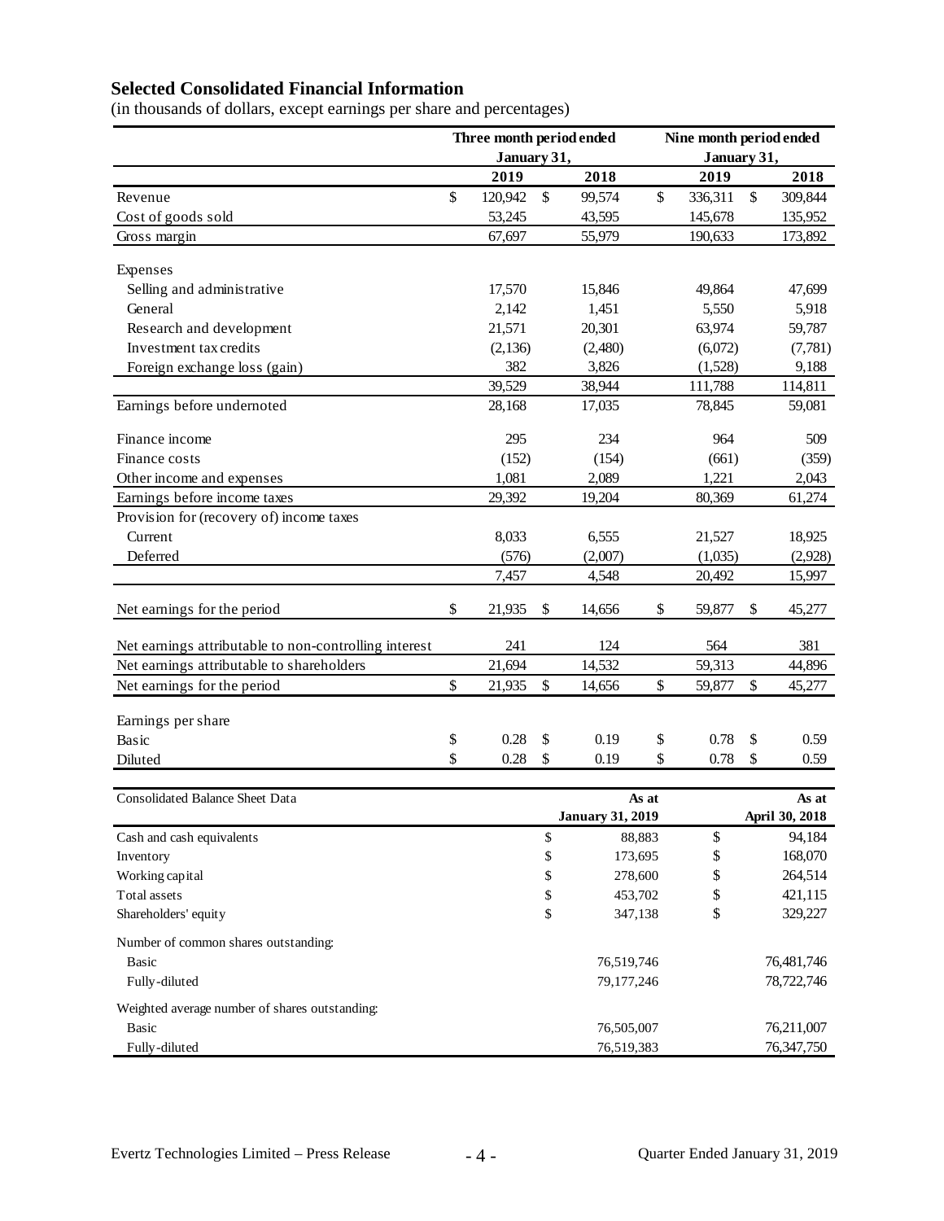## Selected Consolidated Financial Information

(in thousands of dollars, except earnings per share and percentages)

| | Three month period ended January 31, | | Nine month period ended January 31, | |
|---|---|---|---|---|
| | 2019 | 2018 | 2019 | 2018 |
| Revenue | $ 120,942 | $ 99,574 | $ 336,311 | $ 309,844 |
| Cost of goods sold | 53,245 | 43,595 | 145,678 | 135,952 |
| Gross margin | 67,697 | 55,979 | 190,633 | 173,892 |
| Expenses | | | | |
| Selling and administrative | 17,570 | 15,846 | 49,864 | 47,699 |
| General | 2,142 | 1,451 | 5,550 | 5,918 |
| Research and development | 21,571 | 20,301 | 63,974 | 59,787 |
| Investment tax credits | (2,136) | (2,480) | (6,072) | (7,781) |
| Foreign exchange loss (gain) | 382 | 3,826 | (1,528) | 9,188 |
| | 39,529 | 38,944 | 111,788 | 114,811 |
| Earnings before undernoted | 28,168 | 17,035 | 78,845 | 59,081 |
| Finance income | 295 | 234 | 964 | 509 |
| Finance costs | (152) | (154) | (661) | (359) |
| Other income and expenses | 1,081 | 2,089 | 1,221 | 2,043 |
| Earnings before income taxes | 29,392 | 19,204 | 80,369 | 61,274 |
| Provision for (recovery of) income taxes | | | | |
| Current | 8,033 | 6,555 | 21,527 | 18,925 |
| Deferred | (576) | (2,007) | (1,035) | (2,928) |
| | 7,457 | 4,548 | 20,492 | 15,997 |
| Net earnings for the period | $ 21,935 | $ 14,656 | $ 59,877 | $ 45,277 |
| Net earnings attributable to non-controlling interest | 241 | 124 | 564 | 381 |
| Net earnings attributable to shareholders | 21,694 | 14,532 | 59,313 | 44,896 |
| Net earnings for the period | $ 21,935 | $ 14,656 | $ 59,877 | $ 45,277 |
| Earnings per share | | | | |
| Basic | $ 0.28 | $ 0.19 | $ 0.78 | $ 0.59 |
| Diluted | $ 0.28 | $ 0.19 | $ 0.78 | $ 0.59 |

| Consolidated Balance Sheet Data | As at January 31, 2019 | As at April 30, 2018 |
|---|---|---|
| Cash and cash equivalents | $ 88,883 | $ 94,184 |
| Inventory | $ 173,695 | $ 168,070 |
| Working capital | $ 278,600 | $ 264,514 |
| Total assets | $ 453,702 | $ 421,115 |
| Shareholders' equity | $ 347,138 | $ 329,227 |
| Number of common shares outstanding: | | |
| Basic | 76,519,746 | 76,481,746 |
| Fully-diluted | 79,177,246 | 78,722,746 |
| Weighted average number of shares outstanding: | | |
| Basic | 76,505,007 | 76,211,007 |
| Fully-diluted | 76,519,383 | 76,347,750 |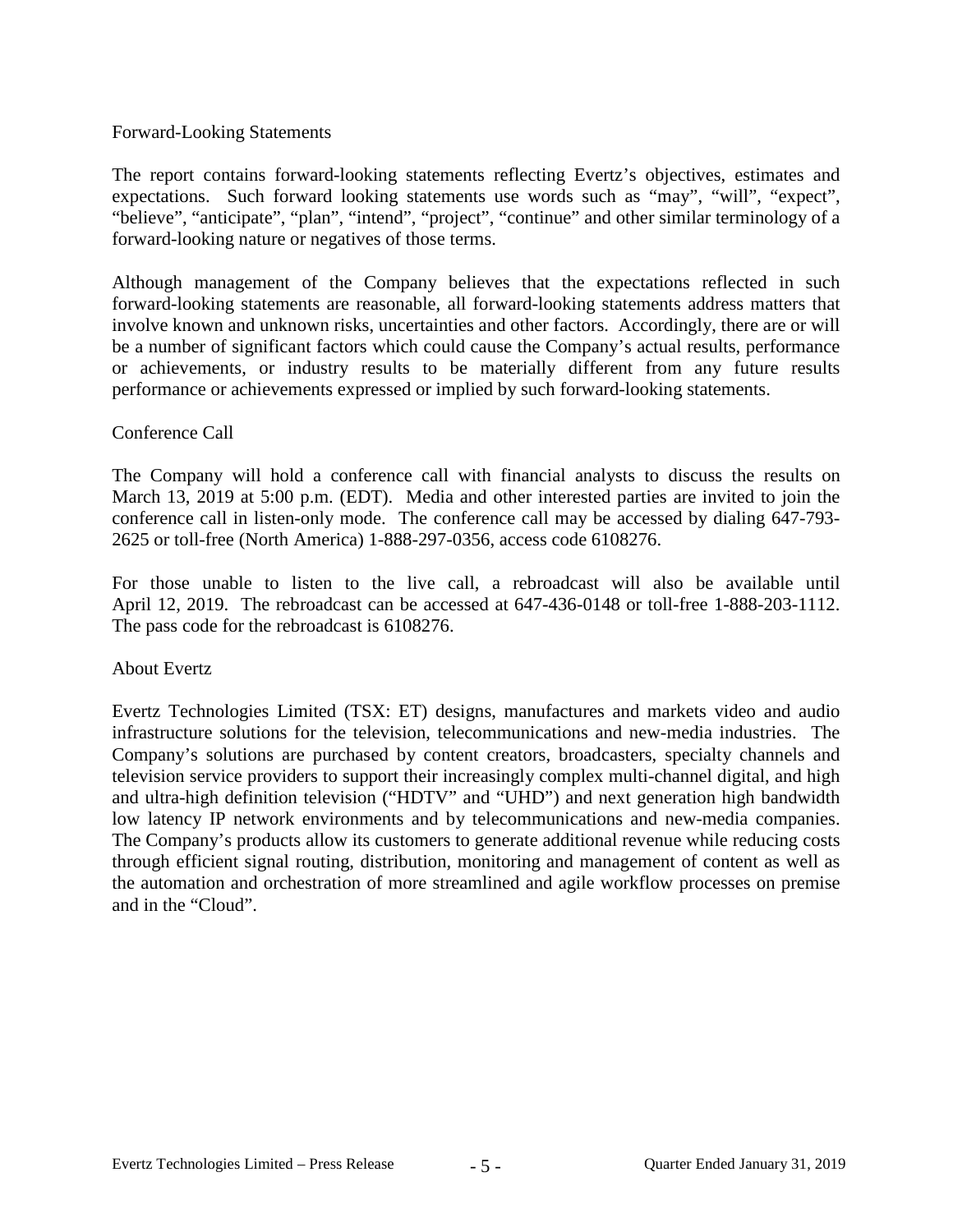## Forward-Looking Statements

The report contains forward-looking statements reflecting Evertz's objectives, estimates and expectations. Such forward looking statements use words such as "may", "will", "expect", "believe", "anticipate", "plan", "intend", "project", "continue" and other similar terminology of a forward-looking nature or negatives of those terms.

Although management of the Company believes that the expectations reflected in such forward-looking statements are reasonable, all forward-looking statements address matters that involve known and unknown risks, uncertainties and other factors. Accordingly, there are or will be a number of significant factors which could cause the Company's actual results, performance or achievements, or industry results to be materially different from any future results performance or achievements expressed or implied by such forward-looking statements.

## Conference Call

The Company will hold a conference call with financial analysts to discuss the results on March 13, 2019 at 5:00 p.m. (EDT). Media and other interested parties are invited to join the conference call in listen-only mode. The conference call may be accessed by dialing 647-793-2625 or toll-free (North America) 1-888-297-0356, access code 6108276.

For those unable to listen to the live call, a rebroadcast will also be available until April 12, 2019. The rebroadcast can be accessed at 647-436-0148 or toll-free 1-888-203-1112. The pass code for the rebroadcast is 6108276.

## About Evertz

Evertz Technologies Limited (TSX: ET) designs, manufactures and markets video and audio infrastructure solutions for the television, telecommunications and new-media industries. The Company's solutions are purchased by content creators, broadcasters, specialty channels and television service providers to support their increasingly complex multi-channel digital, and high and ultra-high definition television ("HDTV" and "UHD") and next generation high bandwidth low latency IP network environments and by telecommunications and new-media companies. The Company's products allow its customers to generate additional revenue while reducing costs through efficient signal routing, distribution, monitoring and management of content as well as the automation and orchestration of more streamlined and agile workflow processes on premise and in the "Cloud".